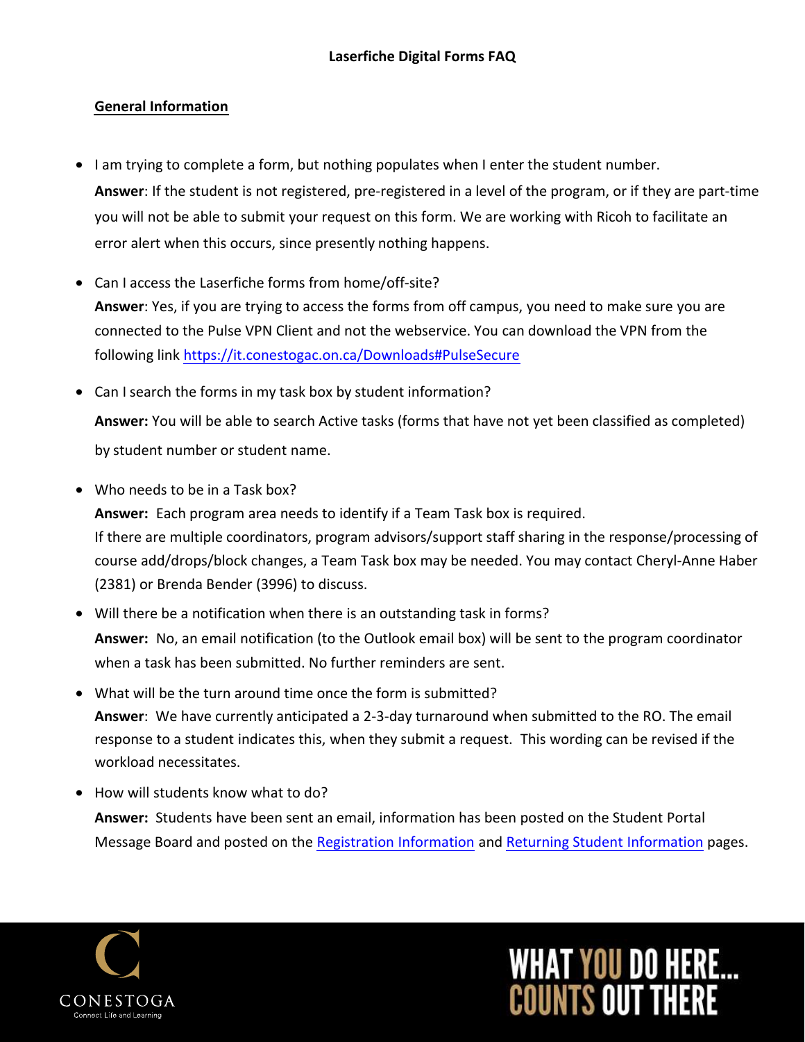# Laserfiche Digital Forms FAQ

## General Information

- I am trying to complete a form, but nothing populates when I enter the student number.
  **Answer**: If the student is not registered, pre-registered in a level of the program, or if they are part-time you will not be able to submit your request on this form. We are working with Ricoh to facilitate an error alert when this occurs, since presently nothing happens.

- Can I access the Laserfiche forms from home/off-site?
  **Answer**: Yes, if you are trying to access the forms from off campus, you need to make sure you are connected to the Pulse VPN Client and not the webservice. You can download the VPN from the following link [https://it.conestogac.on.ca/Downloads#PulseSecure](https://it.conestogac.on.ca/Downloads#PulseSecure)

- Can I search the forms in my task box by student information?
  **Answer:** You will be able to search Active tasks (forms that have not yet been classified as completed) by student number or student name.

- Who needs to be in a Task box?
  **Answer:** Each program area needs to identify if a Team Task box is required.
  If there are multiple coordinators, program advisors/support staff sharing in the response/processing of course add/drops/block changes, a Team Task box may be needed. You may contact Cheryl-Anne Haber (2381) or Brenda Bender (3996) to discuss.

- Will there be a notification when there is an outstanding task in forms?
  **Answer:** No, an email notification (to the Outlook email box) will be sent to the program coordinator when a task has been submitted. No further reminders are sent.

- What will be the turn around time once the form is submitted?
  **Answer**: We have currently anticipated a 2-3-day turnaround when submitted to the RO. The email response to a student indicates this, when they submit a request. This wording can be revised if the workload necessitates.

- How will students know what to do?
  **Answer:** Students have been sent an email, information has been posted on the Student Portal Message Board and posted on the Registration Information and Returning Student Information pages.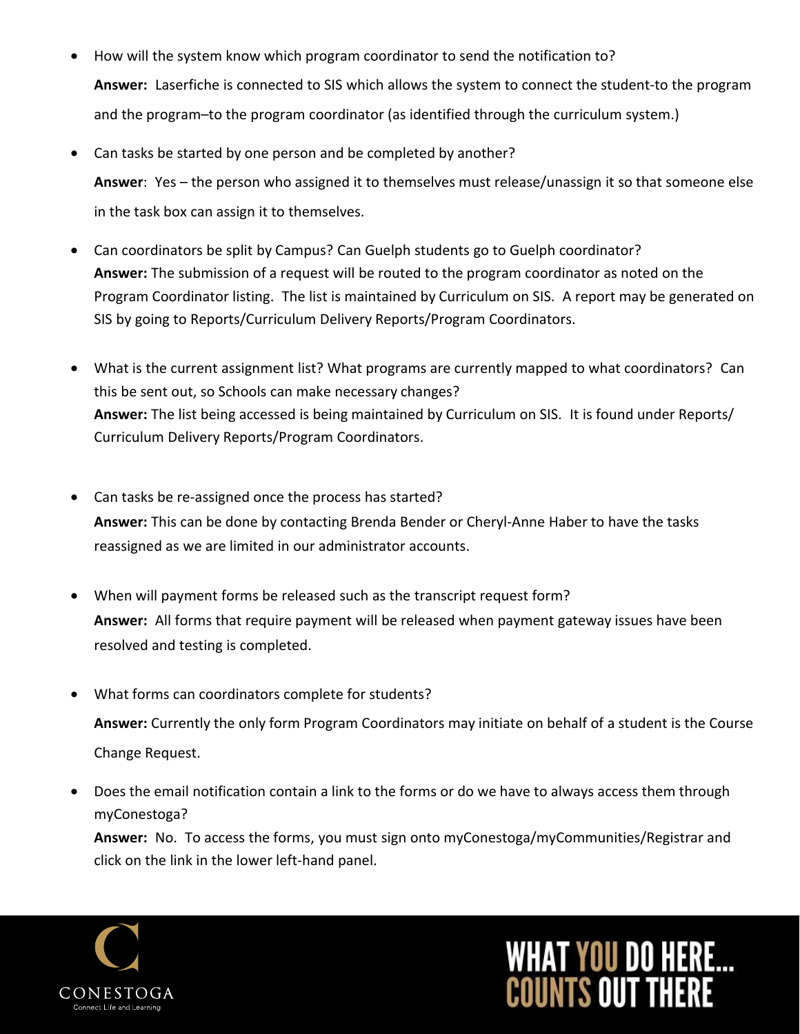- How will the system know which program coordinator to send the notification to?

  **Answer:** Laserfiche is connected to SIS which allows the system to connect the student-to the program and the program–to the program coordinator (as identified through the curriculum system.)

- Can tasks be started by one person and be completed by another?

  **Answer**: Yes – the person who assigned it to themselves must release/unassign it so that someone else in the task box can assign it to themselves.

- Can coordinators be split by Campus? Can Guelph students go to Guelph coordinator?

  **Answer:** The submission of a request will be routed to the program coordinator as noted on the Program Coordinator listing. The list is maintained by Curriculum on SIS. A report may be generated on SIS by going to Reports/Curriculum Delivery Reports/Program Coordinators.

- What is the current assignment list? What programs are currently mapped to what coordinators? Can this be sent out, so Schools can make necessary changes?

  **Answer:** The list being accessed is being maintained by Curriculum on SIS. It is found under Reports/ Curriculum Delivery Reports/Program Coordinators.

- Can tasks be re-assigned once the process has started?

  **Answer:** This can be done by contacting Brenda Bender or Cheryl-Anne Haber to have the tasks reassigned as we are limited in our administrator accounts.

- When will payment forms be released such as the transcript request form?

  **Answer:** All forms that require payment will be released when payment gateway issues have been resolved and testing is completed.

- What forms can coordinators complete for students?

  **Answer:** Currently the only form Program Coordinators may initiate on behalf of a student is the Course Change Request.

- Does the email notification contain a link to the forms or do we have to always access them through myConestoga?

  **Answer:** No. To access the forms, you must sign onto myConestoga/myCommunities/Registrar and click on the link in the lower left-hand panel.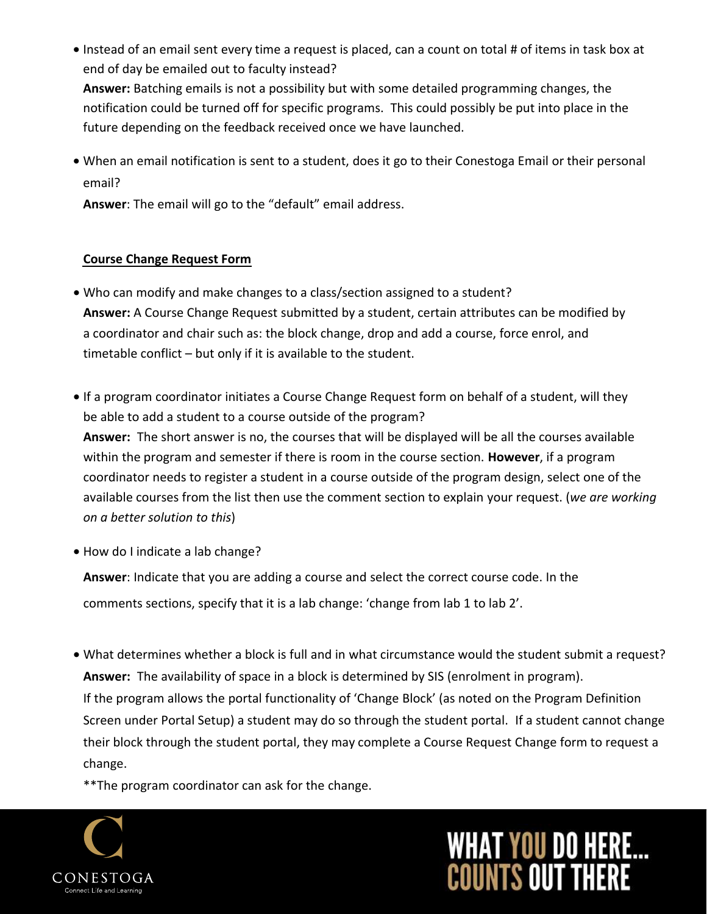- Instead of an email sent every time a request is placed, can a count on total # of items in task box at end of day be emailed out to faculty instead?
  **Answer:** Batching emails is not a possibility but with some detailed programming changes, the notification could be turned off for specific programs. This could possibly be put into place in the future depending on the feedback received once we have launched.

- When an email notification is sent to a student, does it go to their Conestoga Email or their personal email?
  **Answer**: The email will go to the "default" email address.

**Course Change Request Form**

- Who can modify and make changes to a class/section assigned to a student?
  **Answer:** A Course Change Request submitted by a student, certain attributes can be modified by a coordinator and chair such as: the block change, drop and add a course, force enrol, and timetable conflict – but only if it is available to the student.

- If a program coordinator initiates a Course Change Request form on behalf of a student, will they be able to add a student to a course outside of the program?
  **Answer:** The short answer is no, the courses that will be displayed will be all the courses available within the program and semester if there is room in the course section. **However**, if a program coordinator needs to register a student in a course outside of the program design, select one of the available courses from the list then use the comment section to explain your request. (*we are working on a better solution to this*)

- How do I indicate a lab change?
  **Answer**: Indicate that you are adding a course and select the correct course code. In the comments sections, specify that it is a lab change: 'change from lab 1 to lab 2'.

- What determines whether a block is full and in what circumstance would the student submit a request?
  **Answer:** The availability of space in a block is determined by SIS (enrolment in program). If the program allows the portal functionality of 'Change Block' (as noted on the Program Definition Screen under Portal Setup) a student may do so through the student portal. If a student cannot change their block through the student portal, they may complete a Course Request Change form to request a change.
  **The program coordinator can ask for the change.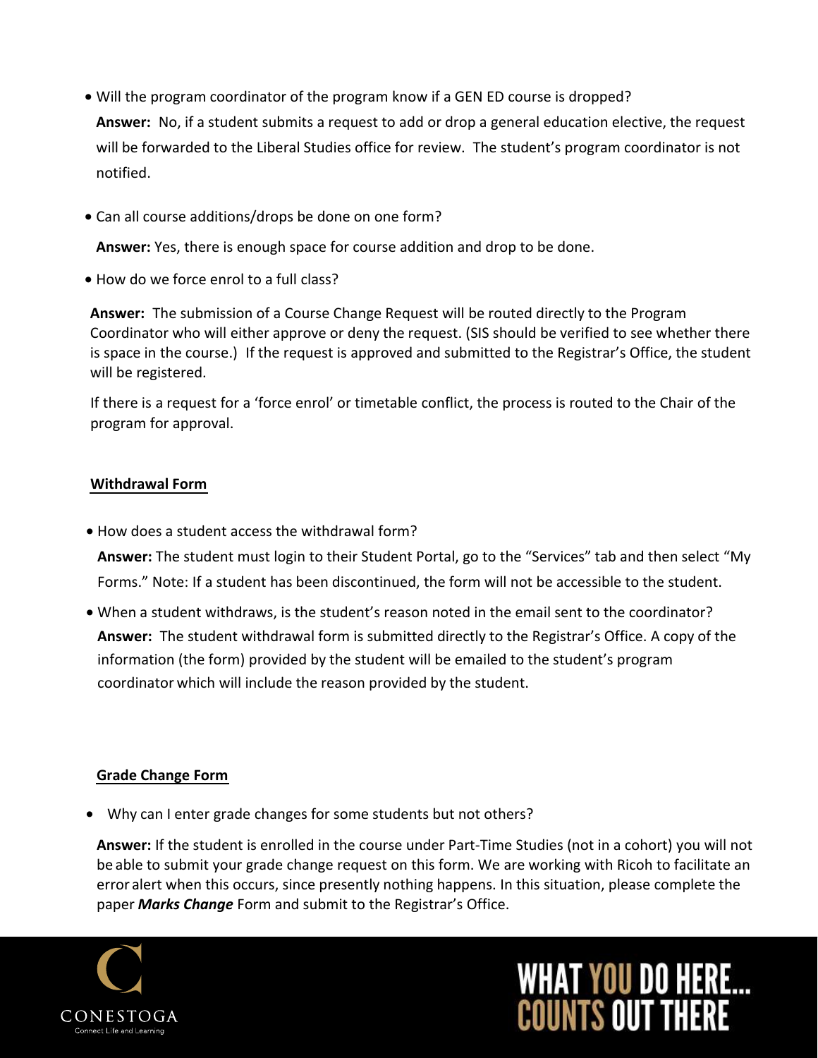- Will the program coordinator of the program know if a GEN ED course is dropped?

  **Answer:** No, if a student submits a request to add or drop a general education elective, the request will be forwarded to the Liberal Studies office for review. The student's program coordinator is not notified.

- Can all course additions/drops be done on one form?

  **Answer:** Yes, there is enough space for course addition and drop to be done.

- How do we force enrol to a full class?

  **Answer:** The submission of a Course Change Request will be routed directly to the Program Coordinator who will either approve or deny the request. (SIS should be verified to see whether there is space in the course.) If the request is approved and submitted to the Registrar's Office, the student will be registered.

  If there is a request for a 'force enrol' or timetable conflict, the process is routed to the Chair of the program for approval.

**Withdrawal Form**

- How does a student access the withdrawal form?

  **Answer:** The student must login to their Student Portal, go to the "Services" tab and then select "My Forms." Note: If a student has been discontinued, the form will not be accessible to the student.

- When a student withdraws, is the student's reason noted in the email sent to the coordinator?

  **Answer:** The student withdrawal form is submitted directly to the Registrar's Office. A copy of the information (the form) provided by the student will be emailed to the student's program coordinator which will include the reason provided by the student.

**Grade Change Form**

- Why can I enter grade changes for some students but not others?

  **Answer:** If the student is enrolled in the course under Part-Time Studies (not in a cohort) you will not be able to submit your grade change request on this form. We are working with Ricoh to facilitate an error alert when this occurs, since presently nothing happens. In this situation, please complete the paper ***Marks Change*** Form and submit to the Registrar's Office.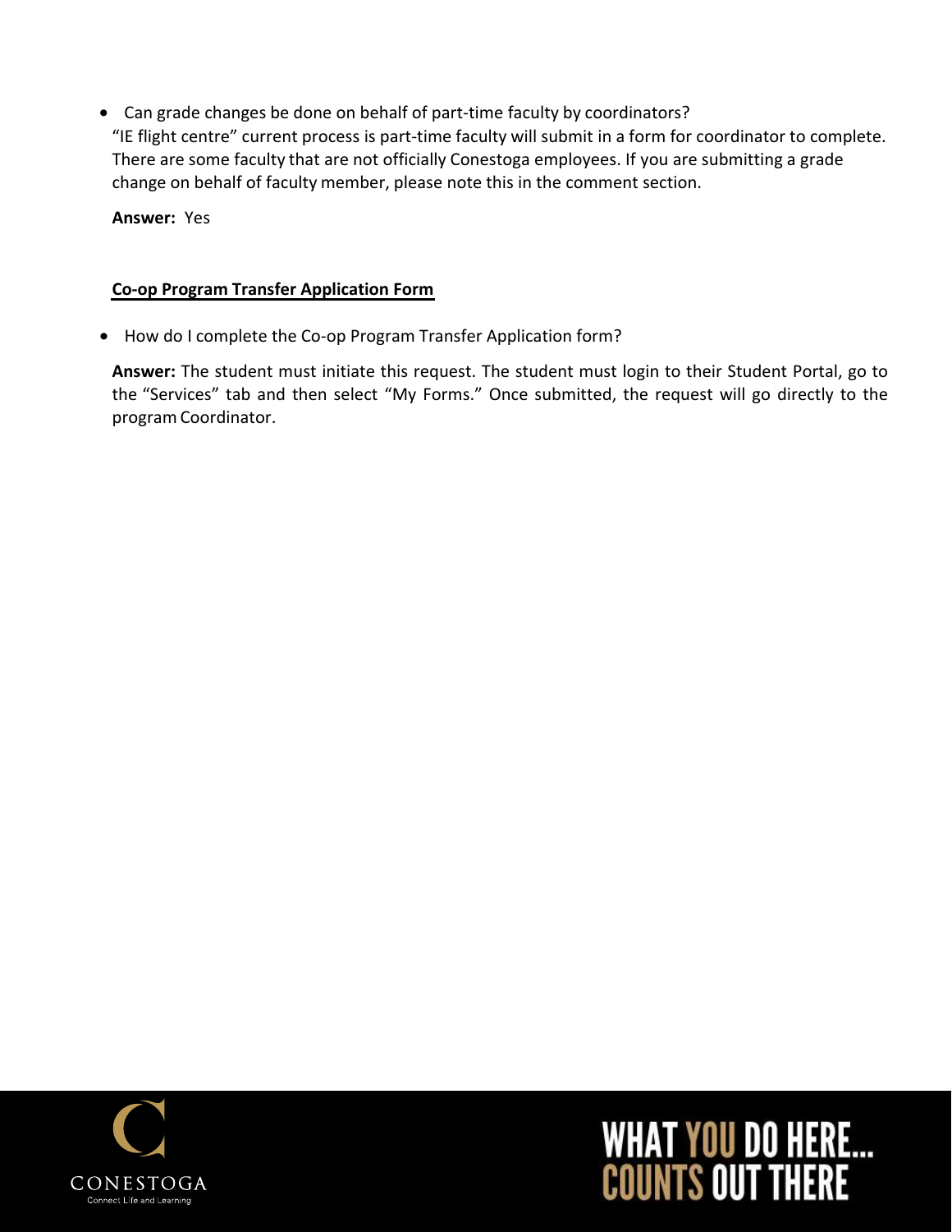- Can grade changes be done on behalf of part-time faculty by coordinators?
  "IE flight centre" current process is part-time faculty will submit in a form for coordinator to complete. There are some faculty that are not officially Conestoga employees. If you are submitting a grade change on behalf of faculty member, please note this in the comment section.

  **Answer:** Yes

**Co-op Program Transfer Application Form**

- How do I complete the Co-op Program Transfer Application form?

  **Answer:** The student must initiate this request. The student must login to their Student Portal, go to the "Services" tab and then select "My Forms." Once submitted, the request will go directly to the program Coordinator.